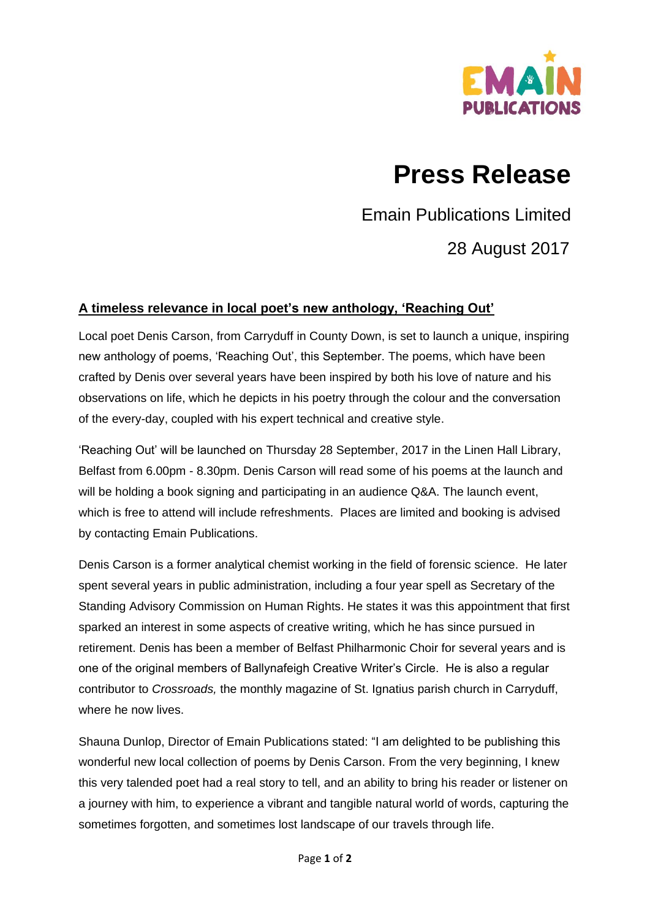EMAIN PUBLICATIONS

# Press Release

Emain Publications Limited

28 August 2017

## A timeless relevance in local poet's new anthology, 'Reaching Out'

Local poet Denis Carson, from Carryduff in County Down, is set to launch a unique, inspiring new anthology of poems, 'Reaching Out', this September. The poems, which have been crafted by Denis over several years have been inspired by both his love of nature and his observations on life, which he depicts in his poetry through the colour and the conversation of the every-day, coupled with his expert technical and creative style.

'Reaching Out' will be launched on Thursday 28 September, 2017 in the Linen Hall Library, Belfast from 6.00pm - 8.30pm. Denis Carson will read some of his poems at the launch and will be holding a book signing and participating in an audience Q&A. The launch event, which is free to attend will include refreshments. Places are limited and booking is advised by contacting Emain Publications.

Denis Carson is a former analytical chemist working in the field of forensic science. He later spent several years in public administration, including a four year spell as Secretary of the Standing Advisory Commission on Human Rights. He states it was this appointment that first sparked an interest in some aspects of creative writing, which he has since pursued in retirement. Denis has been a member of Belfast Philharmonic Choir for several years and is one of the original members of Ballynafeigh Creative Writer's Circle. He is also a regular contributor to *Crossroads,* the monthly magazine of St. Ignatius parish church in Carryduff, where he now lives.

Shauna Dunlop, Director of Emain Publications stated: "I am delighted to be publishing this wonderful new local collection of poems by Denis Carson. From the very beginning, I knew this very talended poet had a real story to tell, and an ability to bring his reader or listener on a journey with him, to experience a vibrant and tangible natural world of words, capturing the sometimes forgotten, and sometimes lost landscape of our travels through life.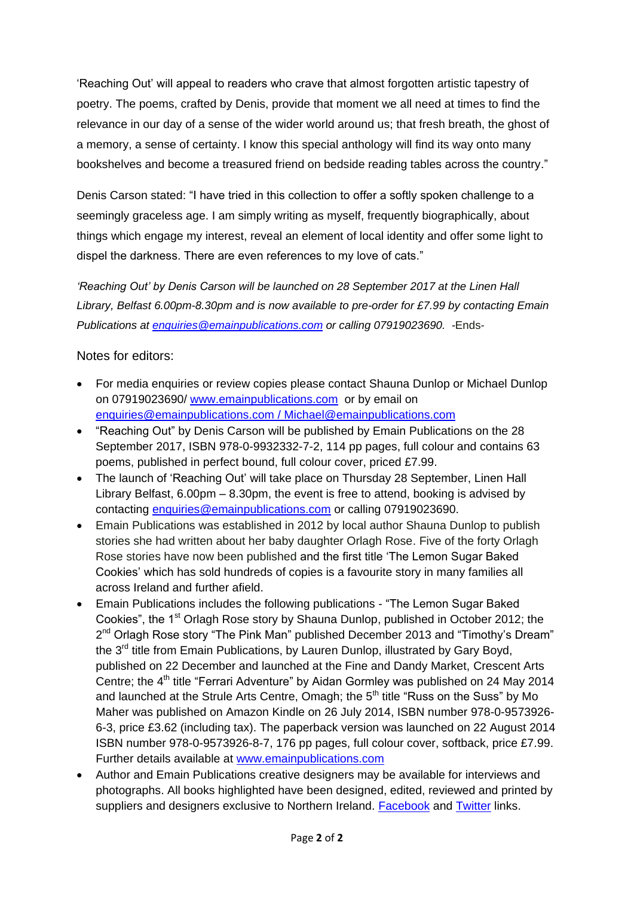'Reaching Out' will appeal to readers who crave that almost forgotten artistic tapestry of poetry. The poems, crafted by Denis, provide that moment we all need at times to find the relevance in our day of a sense of the wider world around us; that fresh breath, the ghost of a memory, a sense of certainty. I know this special anthology will find its way onto many bookshelves and become a treasured friend on bedside reading tables across the country."

Denis Carson stated: "I have tried in this collection to offer a softly spoken challenge to a seemingly graceless age. I am simply writing as myself, frequently biographically, about things which engage my interest, reveal an element of local identity and offer some light to dispel the darkness. There are even references to my love of cats."

*'Reaching Out' by Denis Carson will be launched on 28 September 2017 at the Linen Hall Library, Belfast 6.00pm-8.30pm and is now available to pre-order for £7.99 by contacting Emain Publications at enquiries@emainpublications.com or calling 07919023690.* -Ends-

Notes for editors:

- For media enquiries or review copies please contact Shauna Dunlop or Michael Dunlop on 07919023690/ www.emainpublications.com or by email on enquiries@emainpublications.com / Michael@emainpublications.com
- "Reaching Out" by Denis Carson will be published by Emain Publications on the 28 September 2017, ISBN 978-0-9932332-7-2, 114 pp pages, full colour and contains 63 poems, published in perfect bound, full colour cover, priced £7.99.
- The launch of 'Reaching Out' will take place on Thursday 28 September, Linen Hall Library Belfast, 6.00pm – 8.30pm, the event is free to attend, booking is advised by contacting enquiries@emainpublications.com or calling 07919023690.
- Emain Publications was established in 2012 by local author Shauna Dunlop to publish stories she had written about her baby daughter Orlagh Rose. Five of the forty Orlagh Rose stories have now been published and the first title 'The Lemon Sugar Baked Cookies' which has sold hundreds of copies is a favourite story in many families all across Ireland and further afield.
- Emain Publications includes the following publications - "The Lemon Sugar Baked Cookies", the 1st Orlagh Rose story by Shauna Dunlop, published in October 2012; the 2nd Orlagh Rose story "The Pink Man" published December 2013 and "Timothy's Dream" the 3rd title from Emain Publications, by Lauren Dunlop, illustrated by Gary Boyd, published on 22 December and launched at the Fine and Dandy Market, Crescent Arts Centre; the 4th title "Ferrari Adventure" by Aidan Gormley was published on 24 May 2014 and launched at the Strule Arts Centre, Omagh; the 5th title "Russ on the Suss" by Mo Maher was published on Amazon Kindle on 26 July 2014, ISBN number 978-0-9573926-6-3, price £3.62 (including tax). The paperback version was launched on 22 August 2014 ISBN number 978-0-9573926-8-7, 176 pp pages, full colour cover, softback, price £7.99. Further details available at www.emainpublications.com
- Author and Emain Publications creative designers may be available for interviews and photographs. All books highlighted have been designed, edited, reviewed and printed by suppliers and designers exclusive to Northern Ireland. Facebook and Twitter links.